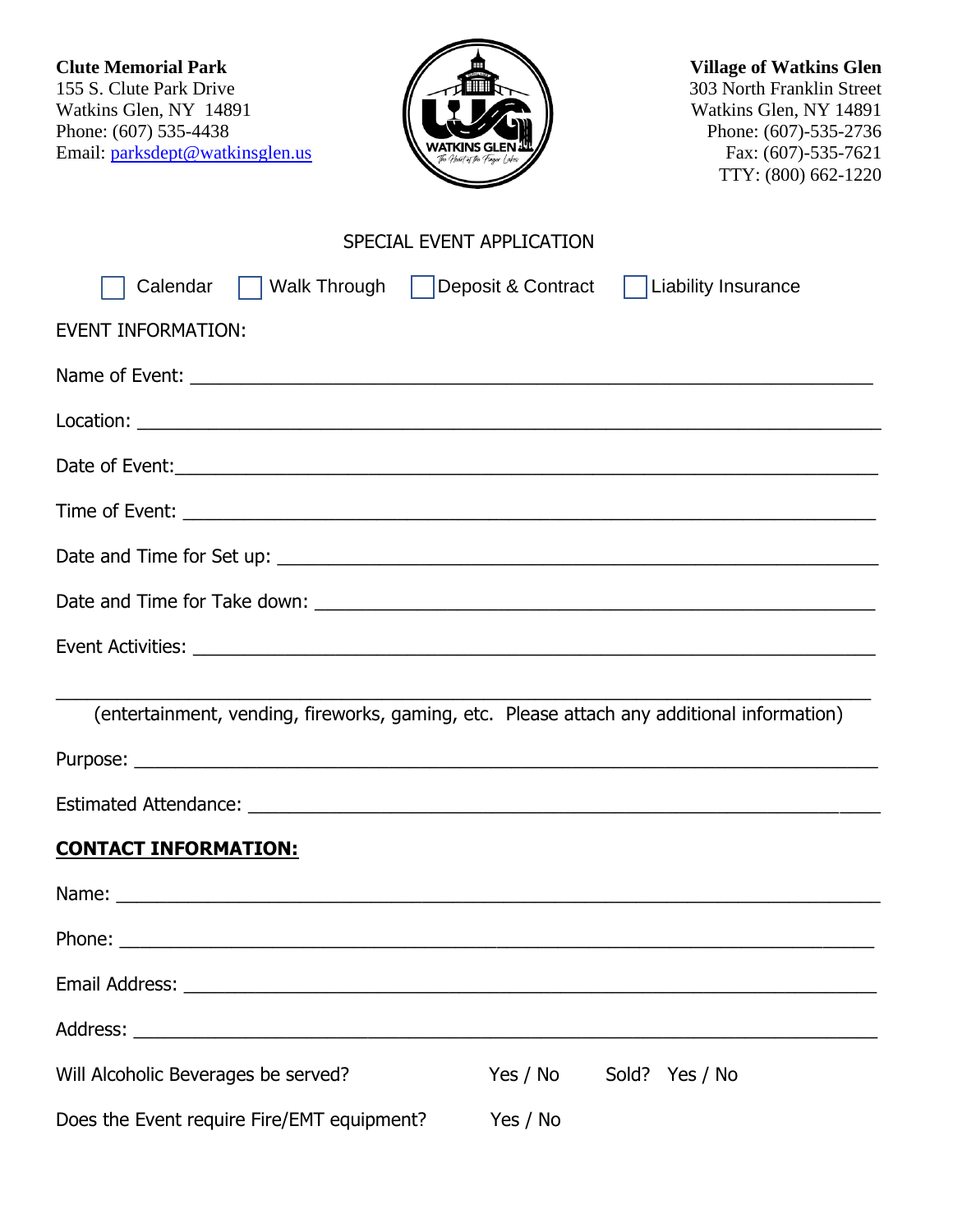**Clute Memorial Park**
155 S. Clute Park Drive
Watkins Glen, NY 14891
Phone: (607) 535-4438
Email: [parksdept@watkinsglen.us](mailto:parksdept@watkinsglen.us)

**Village of Watkins Glen**
303 North Franklin Street
Watkins Glen, NY 14891
Phone: (607)-535-2736
Fax: (607)-535-7621
TTY: (800) 662-1220

SPECIAL EVENT APPLICATION

☐ Calendar ☐ Walk Through ☐ Deposit & Contract ☐ Liability Insurance

EVENT INFORMATION:

Name of Event: ______________________________________________________________

Location: ___________________________________________________________________

Date of Event:_______________________________________________________________

Time of Event: _______________________________________________________________

Date and Time for Set up: _____________________________________________________

Date and Time for Take down: __________________________________________________

Event Activities: _____________________________________________________________

____________________________________________________________________________
(entertainment, vending, fireworks, gaming, etc. Please attach any additional information)

Purpose: ___________________________________________________________________

Estimated Attendance: _________________________________________________________

**CONTACT INFORMATION:**

Name: _____________________________________________________________________

Phone: _____________________________________________________________________

Email Address: _______________________________________________________________

Address: ____________________________________________________________________

Will Alcoholic Beverages be served? Yes / No Sold? Yes / No

Does the Event require Fire/EMT equipment? Yes / No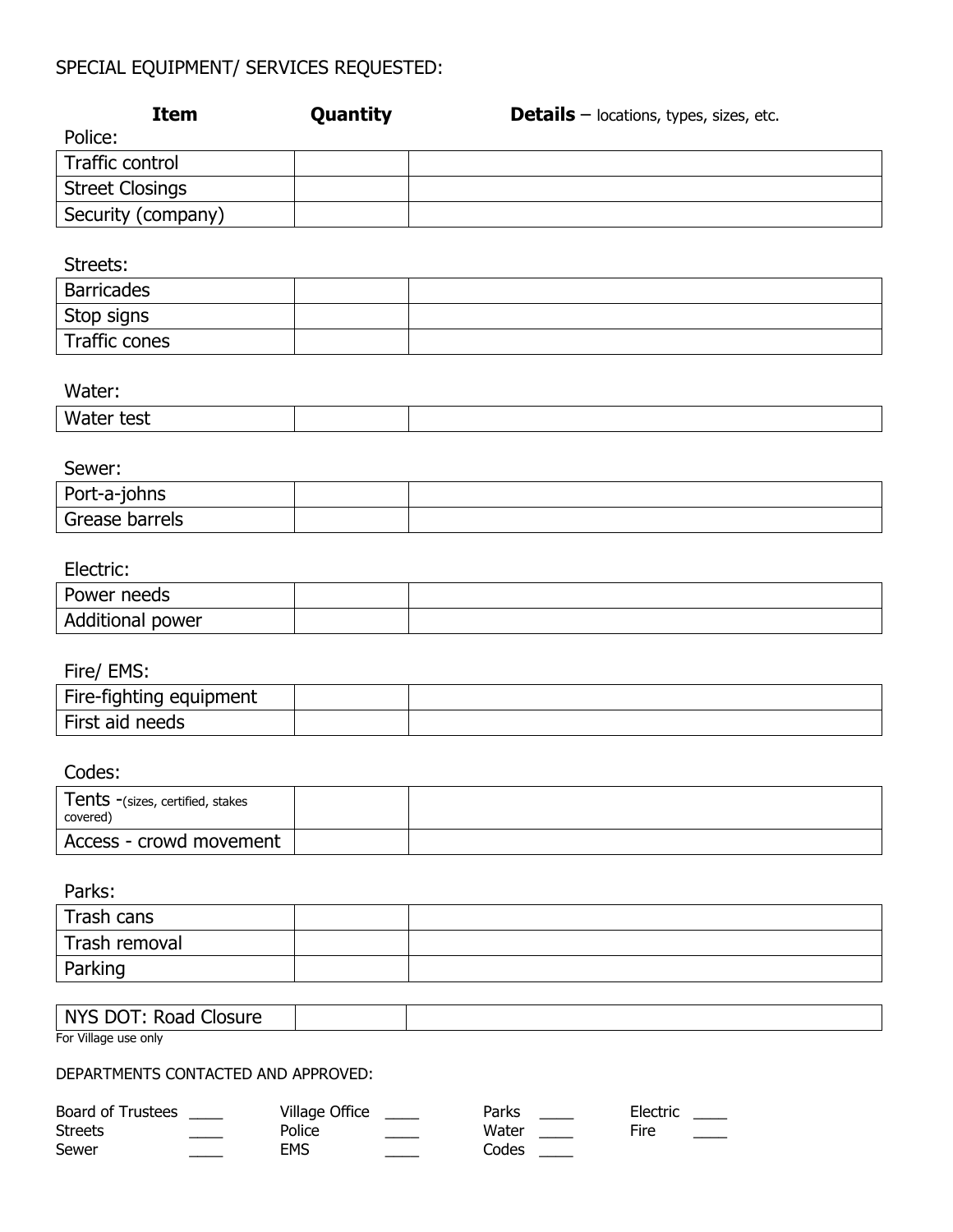SPECIAL EQUIPMENT/ SERVICES REQUESTED:

| **Item** | **Quantity** | **Details** – locations, types, sizes, etc. |
|---|---|---|
| Police: | | |
| Traffic control | | |
| Street Closings | | |
| Security (company) | | |
| Streets: | | |
| Barricades | | |
| Stop signs | | |
| Traffic cones | | |
| Water: | | |
| Water test | | |
| Sewer: | | |
| Port-a-johns | | |
| Grease barrels | | |
| Electric: | | |
| Power needs | | |
| Additional power | | |
| Fire/ EMS: | | |
| Fire-fighting equipment | | |
| First aid needs | | |
| Codes: | | |
| Tents -(sizes, certified, stakes covered) | | |
| Access - crowd movement | | |
| Parks: | | |
| Trash cans | | |
| Trash removal | | |
| Parking | | |

| NYS DOT: Road Closure | | |
|---|---|---|

For Village use only

DEPARTMENTS CONTACTED AND APPROVED:

Board of Trustees ____ Village Office ____ Parks ____ Electric ____
Streets ____ Police ____ Water ____ Fire ____
Sewer ____ EMS ____ Codes ____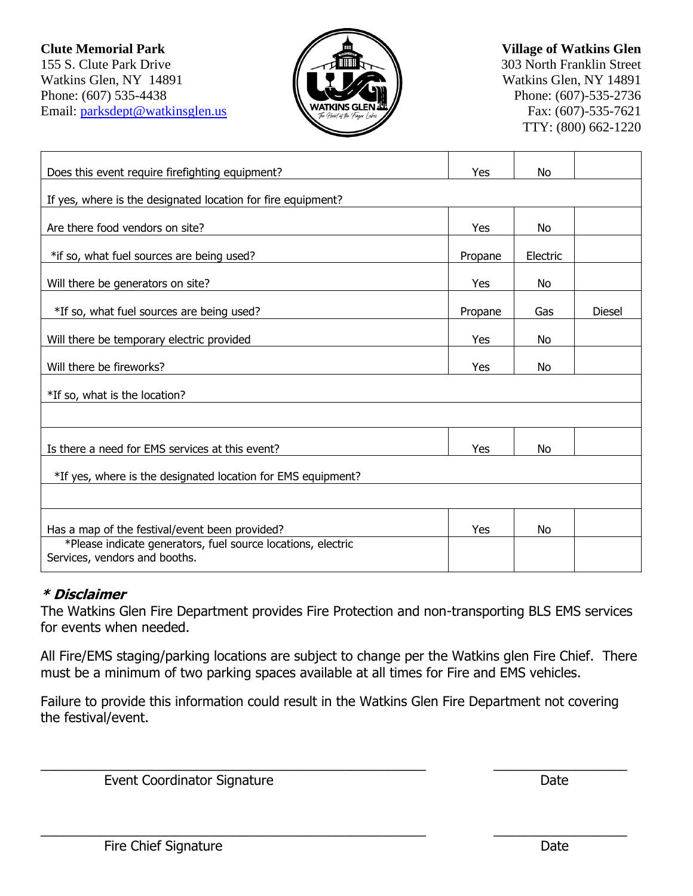**Clute Memorial Park**
155 S. Clute Park Drive
Watkins Glen, NY 14891
Phone: (607) 535-4438
Email: parksdept@watkinsglen.us

**Village of Watkins Glen**
303 North Franklin Street
Watkins Glen, NY 14891
Phone: (607)-535-2736
Fax: (607)-535-7621
TTY: (800) 662-1220

| | | | |
|---|---|---|---|
| Does this event require firefighting equipment? | Yes | No | |
| If yes, where is the designated location for fire equipment? | | | |
| Are there food vendors on site? | Yes | No | |
| *if so, what fuel sources are being used? | Propane | Electric | |
| Will there be generators on site? | Yes | No | |
| *If so, what fuel sources are being used? | Propane | Gas | Diesel |
| Will there be temporary electric provided | Yes | No | |
| Will there be fireworks? | Yes | No | |
| *If so, what is the location? | | | |
| | | | |
| Is there a need for EMS services at this event? | Yes | No | |
| *If yes, where is the designated location for EMS equipment? | | | |
| | | | |
| Has a map of the festival/event been provided? | Yes | No | |
| *Please indicate generators, fuel source locations, electric Services, vendors and booths. | | | |

***\* Disclaimer***

The Watkins Glen Fire Department provides Fire Protection and non-transporting BLS EMS services for events when needed.

All Fire/EMS staging/parking locations are subject to change per the Watkins glen Fire Chief. There must be a minimum of two parking spaces available at all times for Fire and EMS vehicles.

Failure to provide this information could result in the Watkins Glen Fire Department not covering the festival/event.

\_\_\_\_\_\_\_\_\_\_\_\_\_\_\_\_\_\_\_\_\_\_\_\_\_\_\_\_\_\_\_\_\_\_\_\_\_\_\_\_ \_\_\_\_\_\_\_\_\_\_\_\_\_\_\_\_\_\_
Event Coordinator Signature Date

\_\_\_\_\_\_\_\_\_\_\_\_\_\_\_\_\_\_\_\_\_\_\_\_\_\_\_\_\_\_\_\_\_\_\_\_\_\_\_\_ \_\_\_\_\_\_\_\_\_\_\_\_\_\_\_\_\_\_
Fire Chief Signature Date